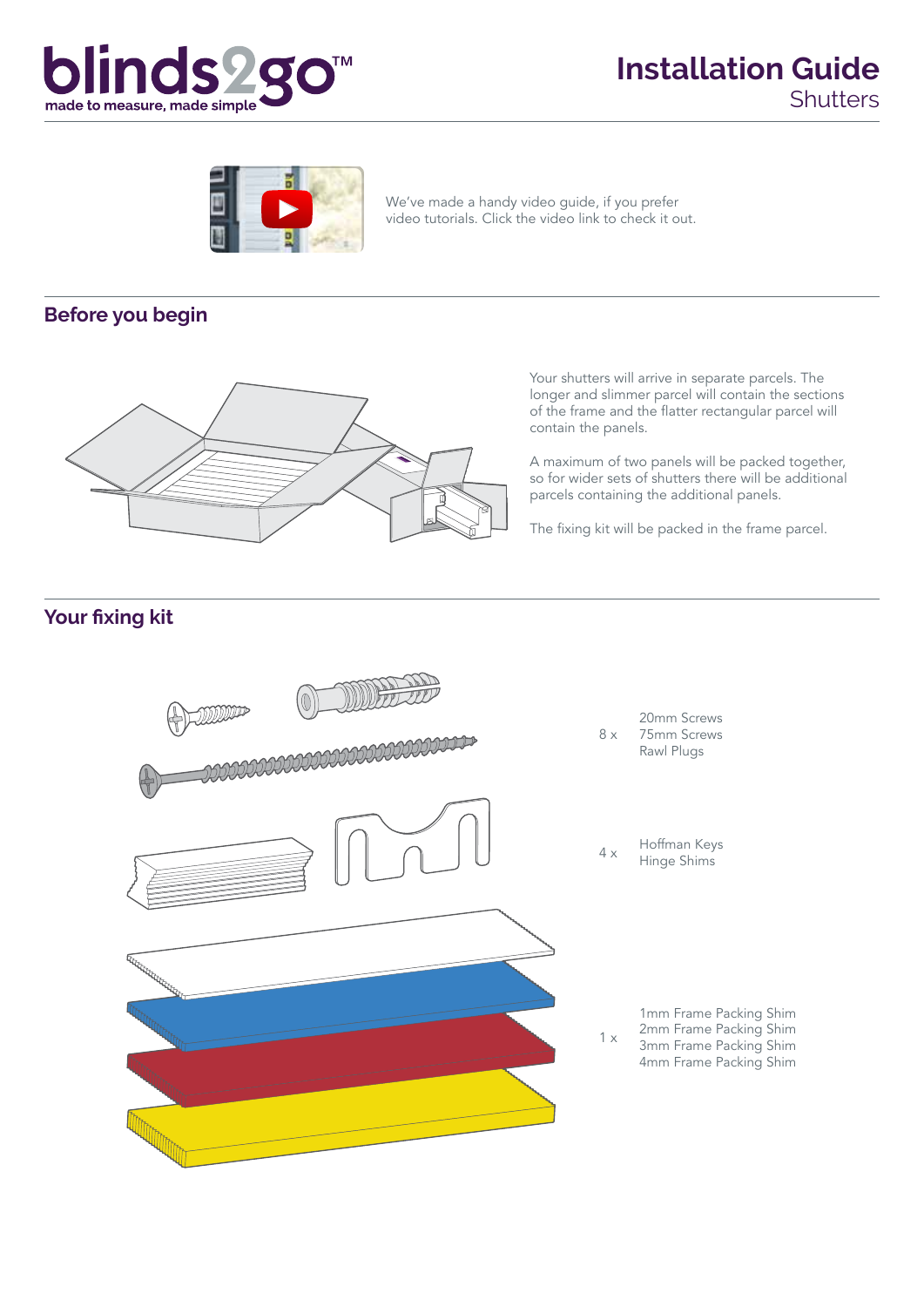# Installation Guide

Shutters

We've made a handy video guide, if you prefer video tutorials. Click the video link to check it out.

## Before you begin

Your shutters will arrive in separate parcels. The longer and slimmer parcel will contain the sections of the frame and the flatter rectangular parcel will contain the panels.

A maximum of two panels will be packed together, so for wider sets of shutters there will be additional parcels containing the additional panels.

The fixing kit will be packed in the frame parcel.

## Your fixing kit

8 x
- 20mm Screws
- 75mm Screws
- Rawl Plugs

4 x
- Hoffman Keys
- Hinge Shims

1 x
- 1mm Frame Packing Shim
- 2mm Frame Packing Shim
- 3mm Frame Packing Shim
- 4mm Frame Packing Shim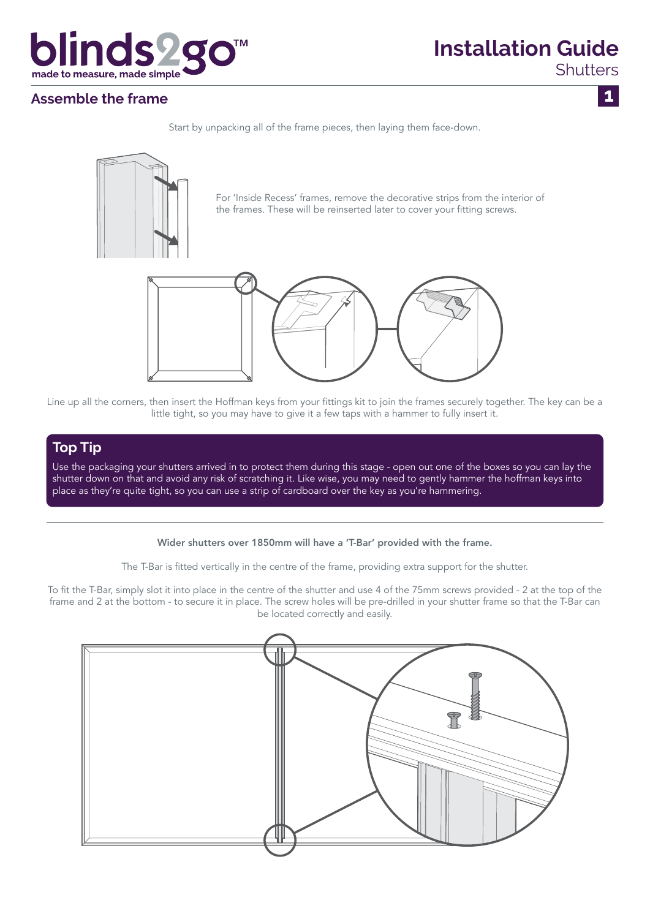## Assemble the frame

Start by unpacking all of the frame pieces, then laying them face-down.

For 'Inside Recess' frames, remove the decorative strips from the interior of the frames. These will be reinserted later to cover your fitting screws.

Line up all the corners, then insert the Hoffman keys from your fittings kit to join the frames securely together. The key can be a little tight, so you may have to give it a few taps with a hammer to fully insert it.

### Top Tip

Use the packaging your shutters arrived in to protect them during this stage - open out one of the boxes so you can lay the shutter down on that and avoid any risk of scratching it. Like wise, you may need to gently hammer the hoffman keys into place as they're quite tight, so you can use a strip of cardboard over the key as you're hammering.

---

**Wider shutters over 1850mm will have a 'T-Bar' provided with the frame.**

The T-Bar is fitted vertically in the centre of the frame, providing extra support for the shutter.

To fit the T-Bar, simply slot it into place in the centre of the shutter and use 4 of the 75mm screws provided - 2 at the top of the frame and 2 at the bottom - to secure it in place. The screw holes will be pre-drilled in your shutter frame so that the T-Bar can be located correctly and easily.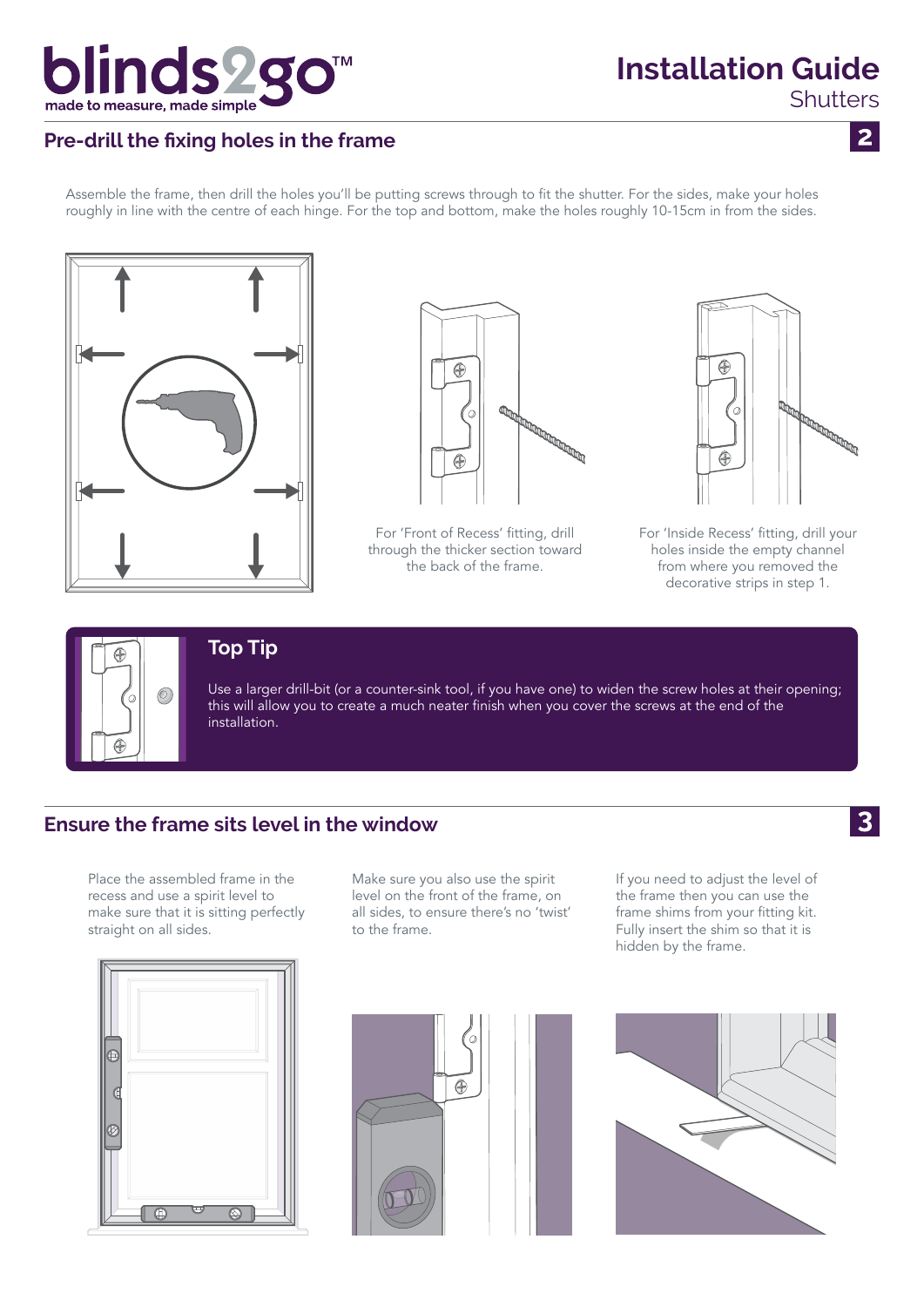## Pre-drill the fixing holes in the frame

**2**

Assemble the frame, then drill the holes you'll be putting screws through to fit the shutter. For the sides, make your holes roughly in line with the centre of each hinge. For the top and bottom, make the holes roughly 10-15cm in from the sides.

For 'Front of Recess' fitting, drill through the thicker section toward the back of the frame.

For 'Inside Recess' fitting, drill your holes inside the empty channel from where you removed the decorative strips in step 1.

### Top Tip

Use a larger drill-bit (or a counter-sink tool, if you have one) to widen the screw holes at their opening; this will allow you to create a much neater finish when you cover the screws at the end of the installation.

## Ensure the frame sits level in the window

**3**

Place the assembled frame in the recess and use a spirit level to make sure that it is sitting perfectly straight on all sides.

Make sure you also use the spirit level on the front of the frame, on all sides, to ensure there's no 'twist' to the frame.

If you need to adjust the level of the frame then you can use the frame shims from your fitting kit. Fully insert the shim so that it is hidden by the frame.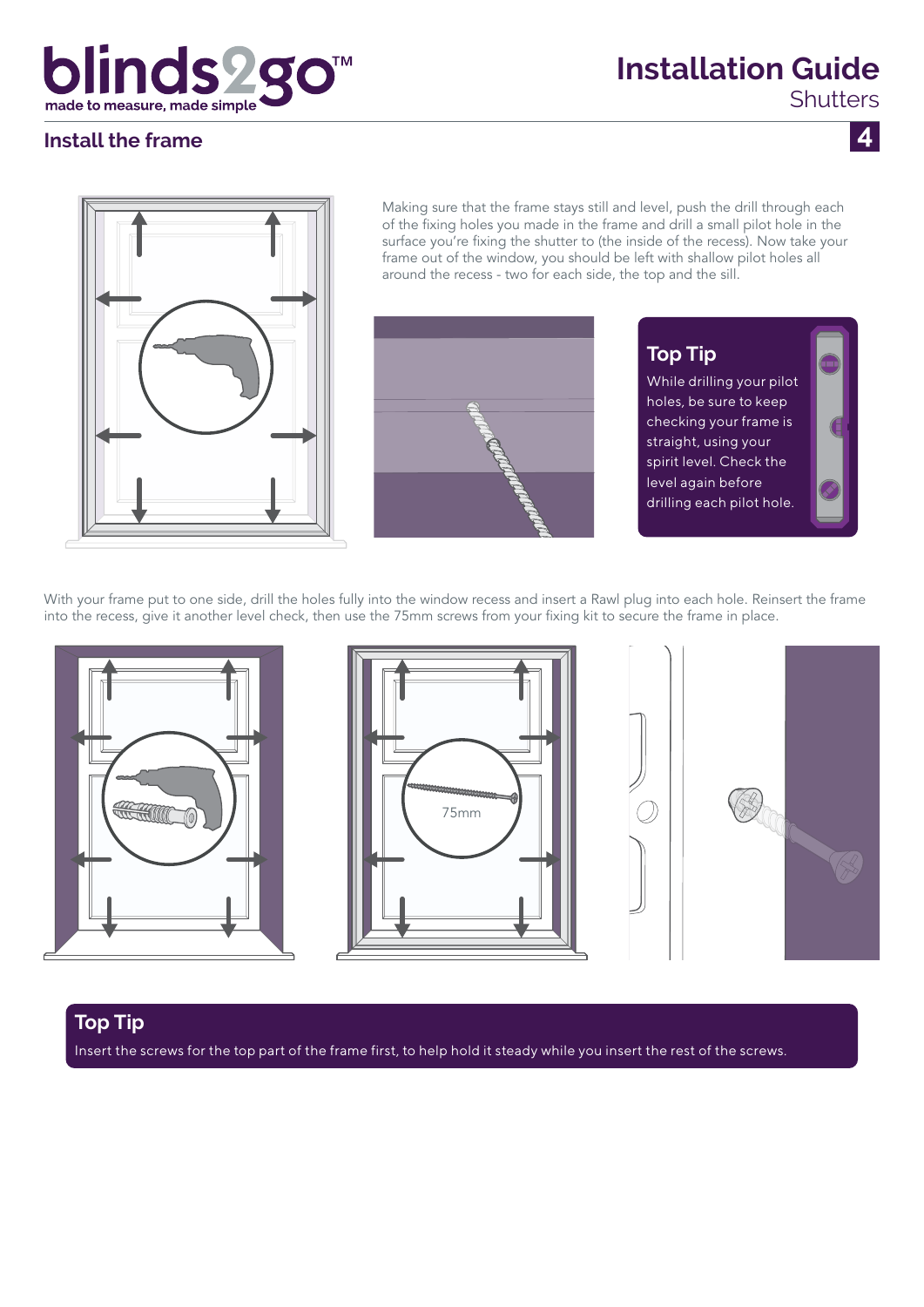## Install the frame

Making sure that the frame stays still and level, push the drill through each of the fixing holes you made in the frame and drill a small pilot hole in the surface you're fixing the shutter to (the inside of the recess). Now take your frame out of the window, you should be left with shallow pilot holes all around the recess - two for each side, the top and the sill.

### Top Tip

While drilling your pilot holes, be sure to keep checking your frame is straight, using your spirit level. Check the level again before drilling each pilot hole.

With your frame put to one side, drill the holes fully into the window recess and insert a Rawl plug into each hole. Reinsert the frame into the recess, give it another level check, then use the 75mm screws from your fixing kit to secure the frame in place.

75mm

### Top Tip

Insert the screws for the top part of the frame first, to help hold it steady while you insert the rest of the screws.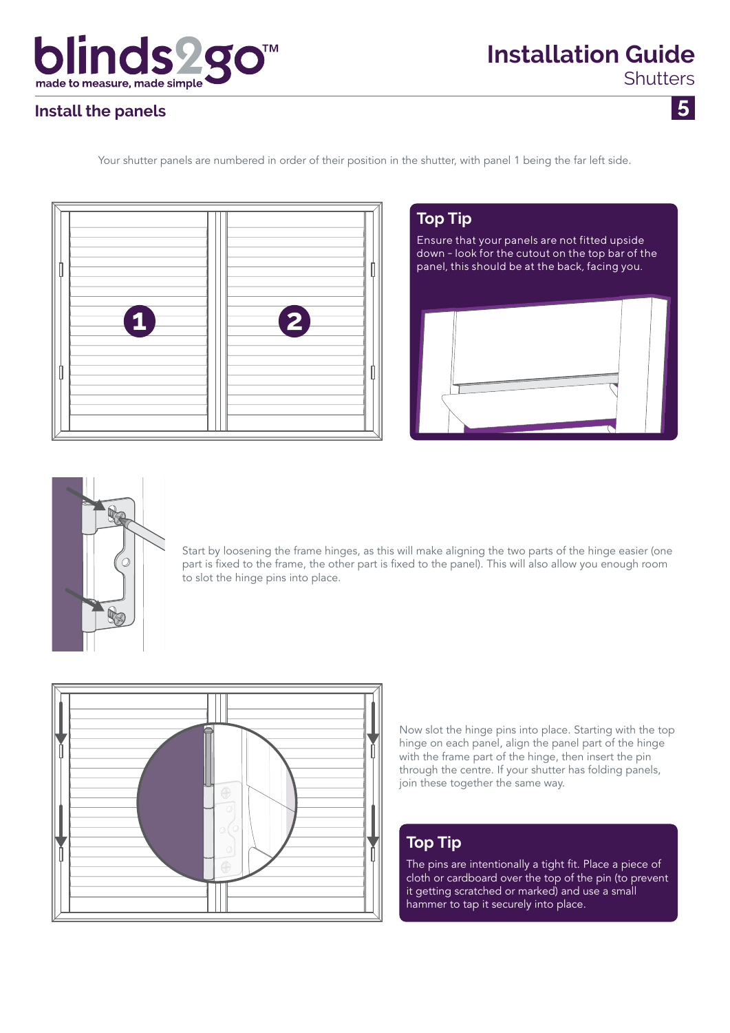## Install the panels

Your shutter panels are numbered in order of their position in the shutter, with panel 1 being the far left side.

### Top Tip

Ensure that your panels are not fitted upside down - look for the cutout on the top bar of the panel, this should be at the back, facing you.

Start by loosening the frame hinges, as this will make aligning the two parts of the hinge easier (one part is fixed to the frame, the other part is fixed to the panel). This will also allow you enough room to slot the hinge pins into place.

Now slot the hinge pins into place. Starting with the top hinge on each panel, align the panel part of the hinge with the frame part of the hinge, then insert the pin through the centre. If your shutter has folding panels, join these together the same way.

### Top Tip

The pins are intentionally a tight fit. Place a piece of cloth or cardboard over the top of the pin (to prevent it getting scratched or marked) and use a small hammer to tap it securely into place.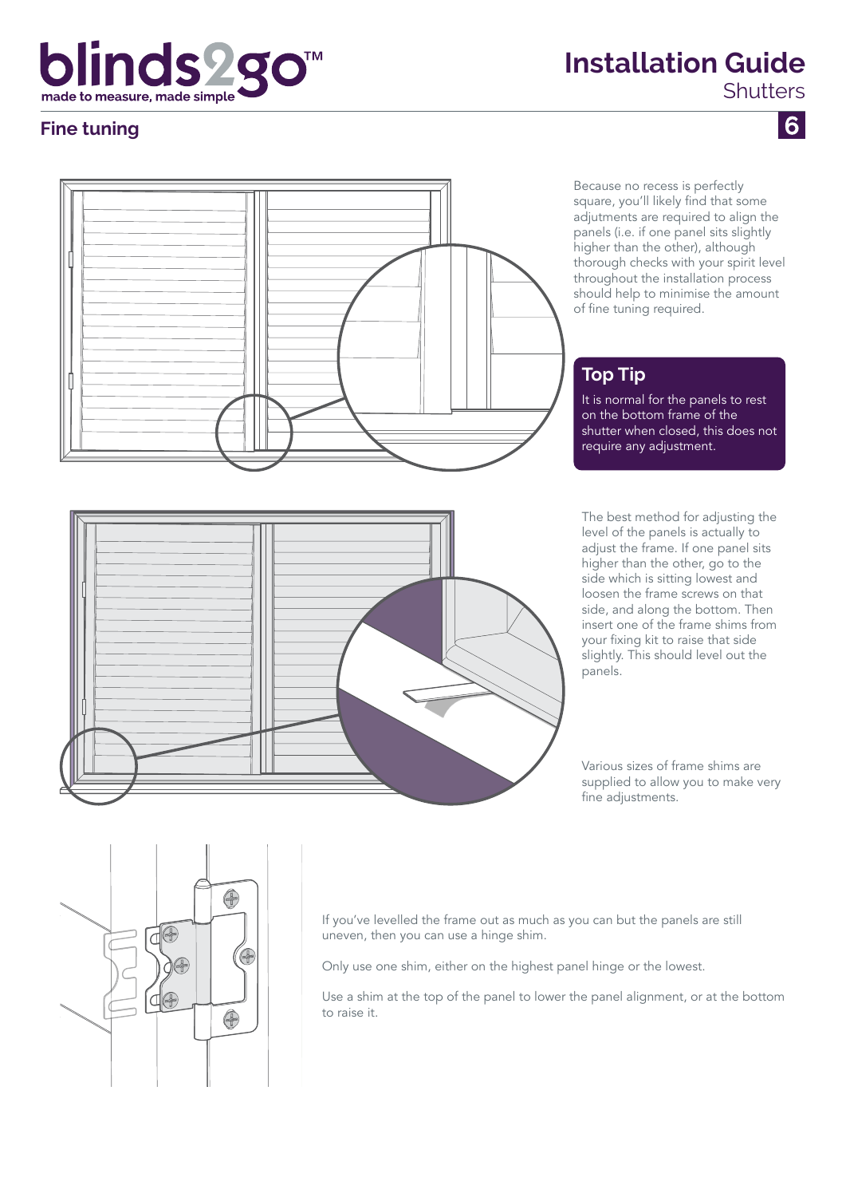## Fine tuning

Because no recess is perfectly square, you'll likely find that some adjutments are required to align the panels (i.e. if one panel sits slightly higher than the other), although thorough checks with your spirit level throughout the installation process should help to minimise the amount of fine tuning required.

### Top Tip

It is normal for the panels to rest on the bottom frame of the shutter when closed, this does not require any adjustment.

The best method for adjusting the level of the panels is actually to adjust the frame. If one panel sits higher than the other, go to the side which is sitting lowest and loosen the frame screws on that side, and along the bottom. Then insert one of the frame shims from your fixing kit to raise that side slightly. This should level out the panels.

Various sizes of frame shims are supplied to allow you to make very fine adjustments.

If you've levelled the frame out as much as you can but the panels are still uneven, then you can use a hinge shim.

Only use one shim, either on the highest panel hinge or the lowest.

Use a shim at the top of the panel to lower the panel alignment, or at the bottom to raise it.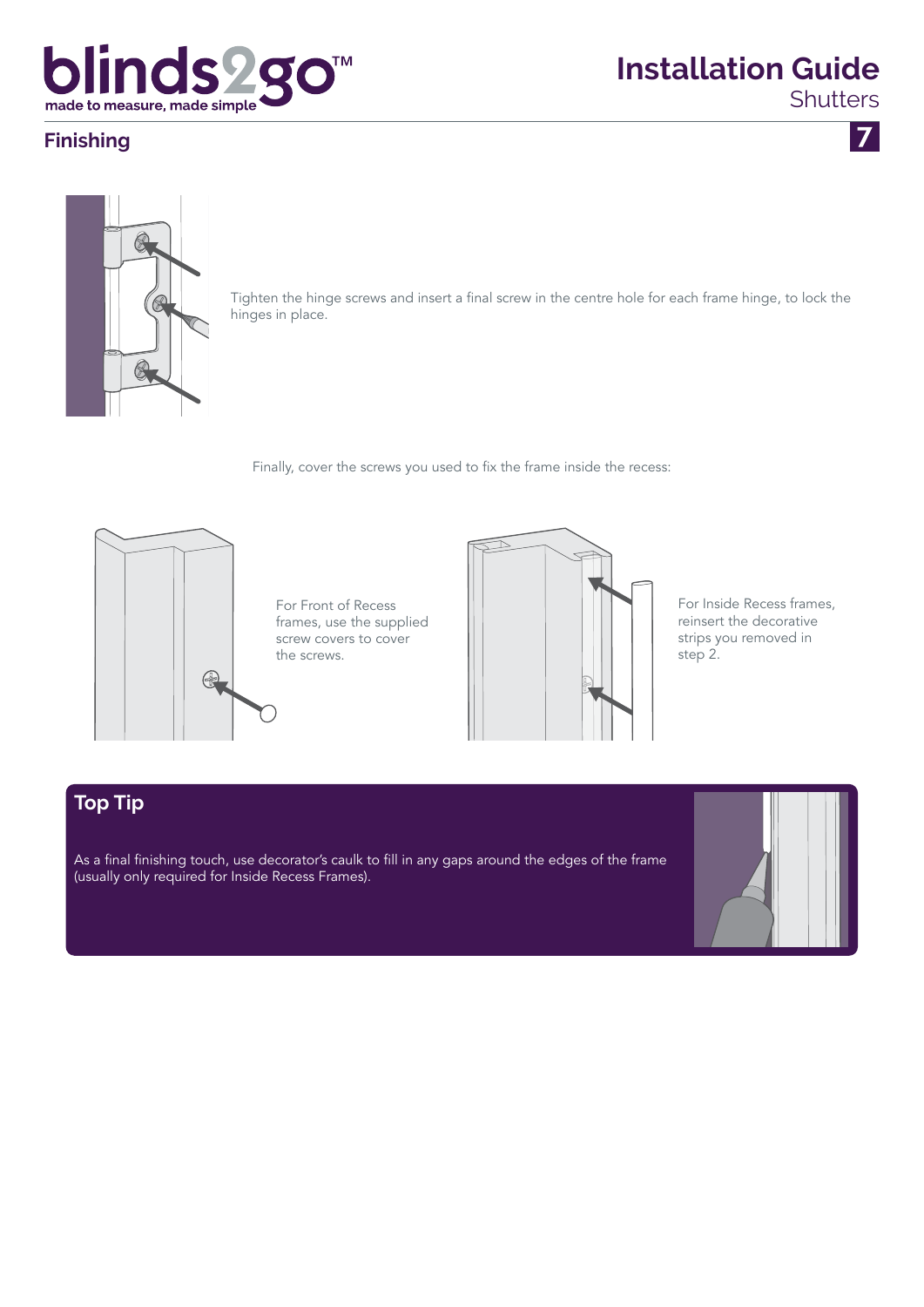## Finishing

Tighten the hinge screws and insert a final screw in the centre hole for each frame hinge, to lock the hinges in place.

Finally, cover the screws you used to fix the frame inside the recess:

For Front of Recess frames, use the supplied screw covers to cover the screws.

For Inside Recess frames, reinsert the decorative strips you removed in step 2.

### Top Tip

As a final finishing touch, use decorator's caulk to fill in any gaps around the edges of the frame (usually only required for Inside Recess Frames).